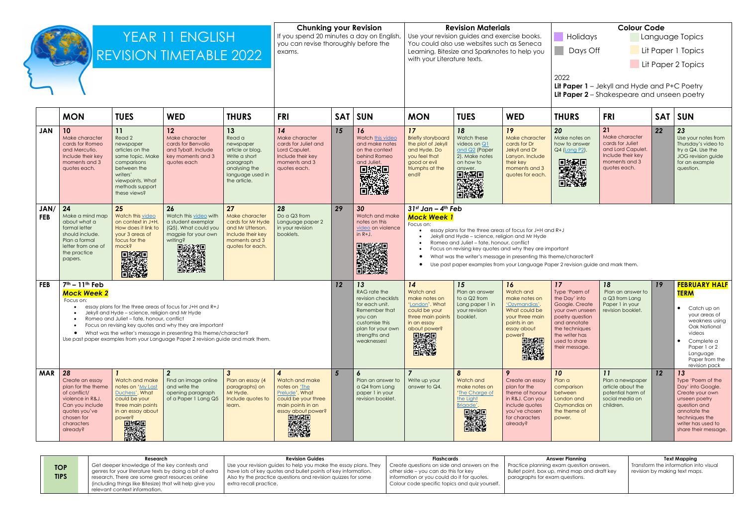# YEAR 11 ENGLISH REVISION TIMETABLE 2022

**Chunking your Revision**
If you spend 20 minutes a day on English, you can revise thoroughly before the exams.

**Revision Materials**
Use your revision guides and exercise books. You could also use websites such as Seneca Learning, Bitesize and Sparknotes to help you with your Literature texts.

**Colour Code**
- Holidays
- Days Off
- Language Topics
- Lit Paper 1 Topics
- Lit Paper 2 Topics

2022
**Lit Paper 1** – Jekyll and Hyde and P+C Poetry
**Lit Paper 2** – Shakespeare and unseen poetry

| | MON | TUES | WED | THURS | FRI | SAT | SUN | MON | TUES | WED | THURS | FRI | SAT | SUN |
|---|---|---|---|---|---|---|---|---|---|---|---|---|---|---|
| JAN | 10 Make character cards for Romeo and Mercutio. Include their key moments and 3 quotes each. | 11 Read 2 newspaper articles on the same topic. Make comparisons between the writers' viewpoints. What methods support these views? | 12 Make character cards for Benvolio and Tybalt. Include key moments and 3 quotes each | 13 Read a newspaper article or blog. Write a short paragraph analysing the language used in the article. | 14 Make character cards for Juliet and Lord Capulet. Include their key moments and 3 quotes each. | 15 | 16 Watch this video and make notes on the context behind Romeo and Juliet. | 17 Briefly storyboard the plot of Jekyll and Hyde. Do you feel that good or evil triumphs at the end? | 18 Watch these videos on Q1 and Q2 (Paper 2). Make notes on how to answer. | 19 Make character cards for Dr Jekyll and Dr Lanyon. Include their key moments and 3 quotes for each. | 20 Make notes on how to answer Q4 (Lang P2). | 21 Make character cards for Juliet and Lord Capulet. Include their key moments and 3 quotes each. | 22 | 23 Use your notes from Thursday's video to try a Q4. Use the JOG revision guide for an example question. |
| JAN/FEB | 24 Make a mind map about what a formal letter should include. Plan a formal letter from one of the practice papers. | 25 Watch this video on context in J+H. How does it link to your 3 areas of focus for the mock? | 26 Watch this video with a student exemplar (Q5). What could you magpie for your own writing? | 27 Make character cards for Mr Hyde and Mr Utterson. Include their key moments and 3 quotes for each. | 28 Do a Q3 from Language paper 2 in your revision booklets. | 29 | 30 Watch and make notes on this video on violence in R+J. | *31st Jan – 4th Feb* **Mock Week 1** Focus on: • essay plans for the three areas of focus for J+H and R+J • Jekyll and Hyde – science, religion and Mr Hyde • Romeo and Juliet – fate, honour, conflict • Focus on revising key quotes and why they are important • What was the writer's message in presenting this theme/character? • Use past paper examples from your Language Paper 2 revision guide and mark them. | | | | | | |
| FEB | *7th – 11th Feb* **Mock Week 2** Focus on: • essay plans for the three areas of focus for J+H and R+J • Jekyll and Hyde – science, religion and Mr Hyde • Romeo and Juliet – fate, honour, conflict • Focus on revising key quotes and why they are important • What was the writer's message in presenting this theme/character? Use past paper examples from your Language Paper 2 revision guide and mark them. | | | | | 12 | 13 RAG rate the revision checklists for each unit. Remember that you can customise this plan for your own strengths and weaknesses! | 14 Watch and make notes on 'London'. What could be your three main points in an essay about power? | 15 Plan an answer to a Q2 from Lang paper 1 in your revision booklet. | 16 Watch and make notes on 'Ozymandias'. What could be your three main points in an essay about power? | 17 Type 'Poem of the Day' into Google. Create your own unseen poetry question and annotate the techniques the writer has used to share their message. | 18 Plan an answer to a Q3 from Lang Paper 1 in your revision booklet. | 19 | **FEBRUARY HALF TERM** • Catch up on your areas of weakness using Oak National videos • Complete a Paper 1 or 2 Language Paper from the revision pack |
| MAR | 28 Create an essay plan for the theme of conflict/violence in R&J. Can you include quotes you've chosen for characters already? | 1 Watch and make notes on 'My Last Duchess'. What could be your three main points in an essay about power? | 2 Find an image online and write the opening paragraph of a Paper 1 Lang Q5 | 3 Plan an essay (4 paragraphs) on Mr Hyde. Include quotes to learn. | 4 Watch and make notes on 'The Prelude'. What could be your three main points in an essay about power? | 5 | 6 Plan an answer to a Q4 from Lang paper 1 in your revision booklet. | 7 Write up your answer to Q4. | 8 Watch and make notes on 'The Charge of the Light Brigade'. | 9 Create an essay plan for the theme of honour in R&J. Can you include quotes you've chosen for characters already? | 10 Plan a comparison between London and Ozymandias on the theme of power. | 11 Plan a newspaper article about the potential harm of social media on children. | 12 | 13 Type 'Poem of the Day' into Google. Create your own unseen poetry question and annotate the techniques the writer has used to share their message. |

| TOP TIPS | Research | Revision Guides | Flashcards | Answer Planning | Text Mapping |
|---|---|---|---|---|---|
| | Get deeper knowledge of the key contexts and genres for your literature texts by doing a bit of extra research. There are some great resources online (including things like Bitesize) that will help give you relevant context information. | Use your revision guides to help you make the essay plans. They have lots of key quotes and bullet points of key information. Also try the practice questions and revision quizzes for some extra recall practice. | Create questions on one side and answers on the other side – you can do this for key information or you could do it for quotes. Colour code specific topics and quiz yourself. | Practice planning exam question answers. Bullet point, box up, mind map and draft key paragraphs for exam questions. | Transform the information into visual revision by making text maps. |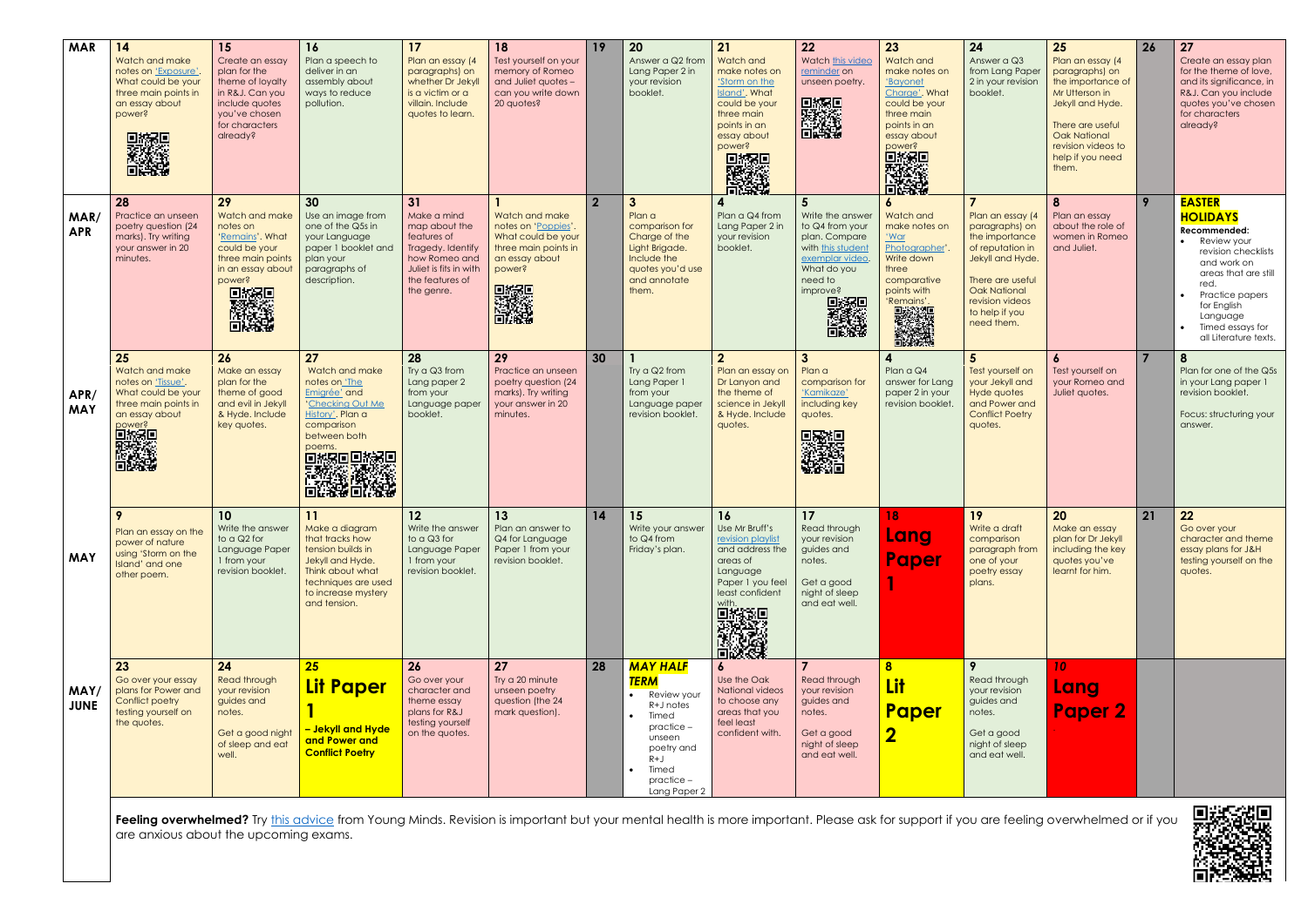| | | | | | | | | | | | | | | |
|---|---|---|---|---|---|---|---|---|---|---|---|---|---|---|
| **MAR** | **14** Watch and make notes on 'Exposure'. What could be your three main points in an essay about power? | **15** Create an essay plan for the theme of loyalty in R&J. Can you include quotes you've chosen for characters already? | **16** Plan a speech to deliver in an assembly about ways to reduce pollution. | **17** Plan an essay (4 paragraphs) on whether Dr Jekyll is a victim or a villain. Include quotes to learn. | **18** Test yourself on your memory of Romeo and Juliet quotes – can you write down 20 quotes? | **19** | **20** Answer a Q2 from Lang Paper 2 in your revision booklet. | **21** Watch and make notes on 'Storm on the Island'. What could be your three main points in an essay about power? | **22** Watch this video reminder on unseen poetry. | **23** Watch and make notes on 'Bayonet Charge'. What could be your three main points in an essay about power? | **24** Answer a Q3 from Lang Paper 2 in your revision booklet. | **25** Plan an essay (4 paragraphs) on the importance of Mr Utterson in Jekyll and Hyde. There are useful Oak National revision videos to help if you need them. | **26** | **27** Create an essay plan for the theme of love, and its significance, in R&J. Can you include quotes you've chosen for characters already? |
| **MAR/ APR** | **28** Practice an unseen poetry question (24 marks). Try writing your answer in 20 minutes. | **29** Watch and make notes on 'Remains'. What could be your three main points in an essay about power? | **30** Use an image from one of the Q5s in your Language paper 1 booklet and plan your paragraphs of description. | **31** Make a mind map about the features of Tragedy. Identify how Romeo and Juliet is fits in with the features of the genre. | **1** Watch and make notes on 'Poppies'. What could be your three main points in an essay about power? | **2** | **3** Plan a comparison for Charge of the Light Brigade. Include the quotes you'd use and annotate them. | **4** Plan a Q4 from Lang Paper 2 in your revision booklet. | **5** Write the answer to Q4 from your plan. Compare with this student exemplar video. What do you need to improve? | **6** Watch and make notes on 'War Photographer'. Write down three comparative points with 'Remains'. | **7** Plan an essay (4 paragraphs) on the importance of reputation in Jekyll and Hyde. There are useful Oak National revision videos to help if you need them. | **8** Plan an essay about the role of women in Romeo and Juliet. | **9** | **EASTER HOLIDAYS** **Recommended:** • Review your revision checklists and work on areas that are still red. • Practice papers for English Language • Timed essays for all Literature texts. |
| **APR/ MAY** | **25** Watch and make notes on 'Tissue'. What could be your three main points in an essay about power? | **26** Make an essay plan for the theme of good and evil in Jekyll & Hyde. Include key quotes. | **27** Watch and make notes on 'The Emigrée' and 'Checking Out Me History'. Plan a comparison between both poems. | **28** Try a Q3 from Lang paper 2 from your Language paper booklet. | **29** Practice an unseen poetry question (24 marks). Try writing your answer in 20 minutes. | **30** | **1** Try a Q2 from Lang Paper 1 from your Language paper revision booklet. | **2** Plan an essay on Dr Lanyon and the theme of science in Jekyll & Hyde. Include quotes. | **3** Plan a comparison for 'Kamikaze' including key quotes. | **4** Plan a Q4 answer for Lang paper 2 in your revision booklet. | **5** Test yourself on your Jekyll and Hyde quotes and Power and Conflict Poetry quotes. | **6** Test yourself on your Romeo and Juliet quotes. | **7** | **8** Plan for one of the Q5s in your Lang paper 1 revision booklet. Focus: structuring your answer. |
| **MAY** | **9** Plan an essay on the power of nature using 'Storm on the Island' and one other poem. | **10** Write the answer to a Q2 for Language Paper 1 from your revision booklet. | **11** Make a diagram that tracks how tension builds in Jekyll and Hyde. Think about what techniques are used to increase mystery and tension. | **12** Write the answer to a Q3 for Language Paper 1 from your revision booklet. | **13** Plan an answer to Q4 for Language Paper 1 from your revision booklet. | **14** | **15** Write your answer to Q4 from Friday's plan. | **16** Use Mr Bruff's revision playlist and address the areas of Language Paper 1 you feel least confident with. | **17** Read through your revision guides and notes. Get a good night of sleep and eat well. | **18** **Lang Paper 1** | **19** Write a draft comparison paragraph from one of your poetry essay plans. | **20** Make an essay plan for Dr Jekyll including the key quotes you've learnt for him. | **21** | **22** Go over your character and theme essay plans for J&H testing yourself on the quotes. |
| **MAY/ JUNE** | **23** Go over your essay plans for Power and Conflict poetry testing yourself on the quotes. | **24** Read through your revision guides and notes. Get a good night of sleep and eat well. | **25** **Lit Paper 1** **– Jekyll and Hyde and Power and Conflict Poetry** | **26** Go over your character and theme essay plans for R&J testing yourself on the quotes. | **27** Try a 20 minute unseen poetry question (the 24 mark question). | **28** | ***MAY HALF TERM*** • Review your R+J notes • Timed practice – unseen poetry and R+J • Timed practice – Lang Paper 2 | **6** Use the Oak National videos to choose any areas that you feel least confident with. | **7** Read through your revision guides and notes. Get a good night of sleep and eat well. | **8** **Lit Paper 2** | **9** Read through your revision guides and notes. Get a good night of sleep and eat well. | ***10*** **Lang Paper 2** | | |

**Feeling overwhelmed?** Try this advice from Young Minds. Revision is important but your mental health is more important. Please ask for support if you are feeling overwhelmed or if you are anxious about the upcoming exams.